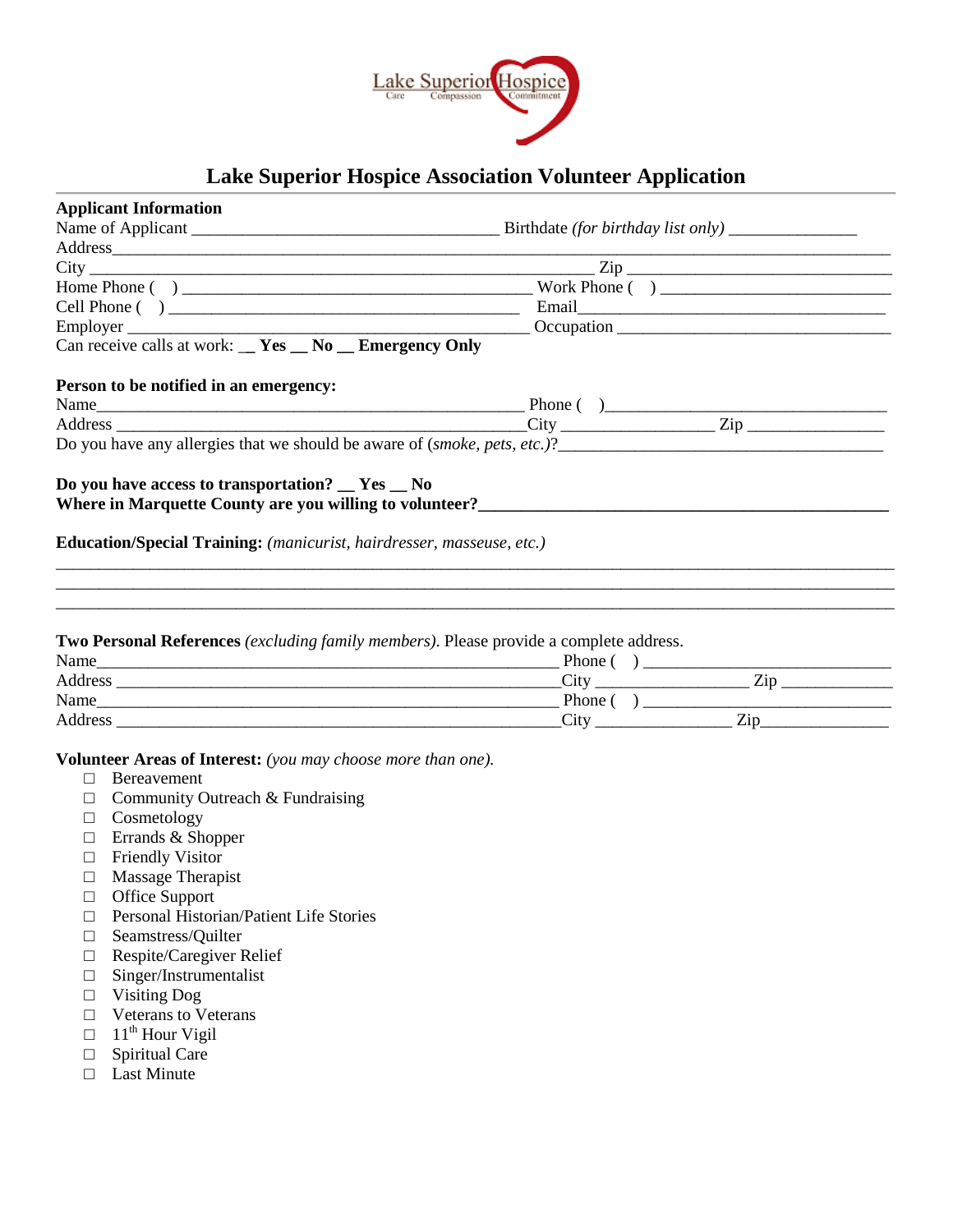Lake Superior Hospice
Care Compassion Commitment

# Lake Superior Hospice Association Volunteer Application

**Applicant Information**

Name of Applicant ___________________________________ Birthdate *(for birthday list only)* _______________

Address_______________________________________________________________________________

City ___________________________________________________________ Zip ______________________________

Home Phone ( ) _________________________________________ Work Phone ( ) __________________________

Cell Phone ( ) ________________________________________ Email____________________________________

Employer ______________________________________________ Occupation ________________________________

Can receive calls at work: **__ Yes __ No __ Emergency Only**

**Person to be notified in an emergency:**

Name_________________________________________________ Phone ( )_________________________________

Address _______________________________________________City _________________ Zip ________________

Do you have any allergies that we should be aware of (*smoke, pets, etc.)*?_______________________________________

**Do you have access to transportation? __ Yes __ No**

**Where in Marquette County are you willing to volunteer?_______________________________________________**

**Education/Special Training:** *(manicurist, hairdresser, masseuse, etc.)*

_____________________________________________________________________________________________

_____________________________________________________________________________________________

_____________________________________________________________________________________________

**Two Personal References** *(excluding family members).* Please provide a complete address.

Name______________________________________________________ Phone ( ) _____________________________

Address ____________________________________________________City _________________ Zip _____________

Name______________________________________________________ Phone ( ) _____________________________

Address ____________________________________________________City ________________ Zip_______________

**Volunteer Areas of Interest:** *(you may choose more than one).*

- ☐ Bereavement
- ☐ Community Outreach & Fundraising
- ☐ Cosmetology
- ☐ Errands & Shopper
- ☐ Friendly Visitor
- ☐ Massage Therapist
- ☐ Office Support
- ☐ Personal Historian/Patient Life Stories
- ☐ Seamstress/Quilter
- ☐ Respite/Caregiver Relief
- ☐ Singer/Instrumentalist
- ☐ Visiting Dog
- ☐ Veterans to Veterans
- ☐ 11th Hour Vigil
- ☐ Spiritual Care
- ☐ Last Minute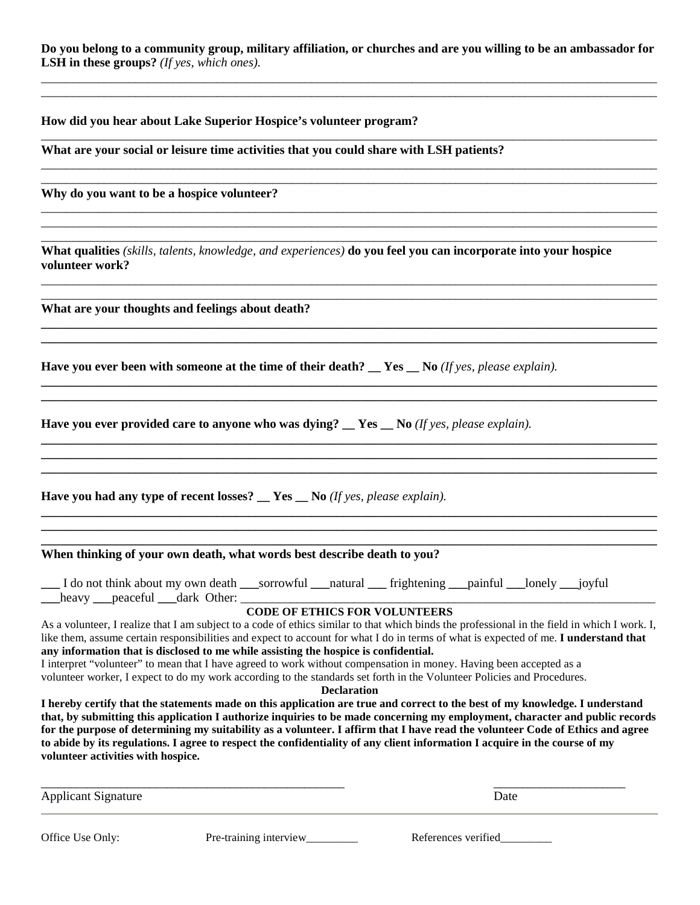**Do you belong to a community group, military affiliation, or churches and are you willing to be an ambassador for LSH in these groups?** *(If yes, which ones).*

______________________________________________________________________________________________
______________________________________________________________________________________________

**How did you hear about Lake Superior Hospice's volunteer program?**
______________________________________________________________________________________________

**What are your social or leisure time activities that you could share with LSH patients?**
______________________________________________________________________________________________
______________________________________________________________________________________________

**Why do you want to be a hospice volunteer?**
______________________________________________________________________________________________
______________________________________________________________________________________________
______________________________________________________________________________________________

**What qualities** *(skills, talents, knowledge, and experiences)* **do you feel you can incorporate into your hospice volunteer work?**
______________________________________________________________________________________________
______________________________________________________________________________________________

**What are your thoughts and feelings about death?**
______________________________________________________________________________________________
______________________________________________________________________________________________

**Have you ever been with someone at the time of their death? __ Yes __ No** *(If yes, please explain).*
______________________________________________________________________________________________
______________________________________________________________________________________________

**Have you ever provided care to anyone who was dying? __ Yes __ No** *(If yes, please explain).*
______________________________________________________________________________________________
______________________________________________________________________________________________
______________________________________________________________________________________________

**Have you had any type of recent losses? __ Yes __ No** *(If yes, please explain).*
______________________________________________________________________________________________
______________________________________________________________________________________________
______________________________________________________________________________________________

**When thinking of your own death, what words best describe death to you?**

___ I do not think about my own death ___sorrowful ___natural ___ frightening ___painful ___lonely ___joyful
___heavy ___peaceful ___dark Other: ________________________________________________________________

**CODE OF ETHICS FOR VOLUNTEERS**

As a volunteer, I realize that I am subject to a code of ethics similar to that which binds the professional in the field in which I work. I, like them, assume certain responsibilities and expect to account for what I do in terms of what is expected of me. **I understand that any information that is disclosed to me while assisting the hospice is confidential.**

I interpret "volunteer" to mean that I have agreed to work without compensation in money. Having been accepted as a volunteer worker, I expect to do my work according to the standards set forth in the Volunteer Policies and Procedures.

**Declaration**

**I hereby certify that the statements made on this application are true and correct to the best of my knowledge. I understand that, by submitting this application I authorize inquiries to be made concerning my employment, character and public records for the purpose of determining my suitability as a volunteer. I affirm that I have read the volunteer Code of Ethics and agree to abide by its regulations. I agree to respect the confidentiality of any client information I acquire in the course of my volunteer activities with hospice.**

_____________________________________________ ______________________
Applicant Signature Date

Office Use Only: Pre-training interview_________ References verified_________